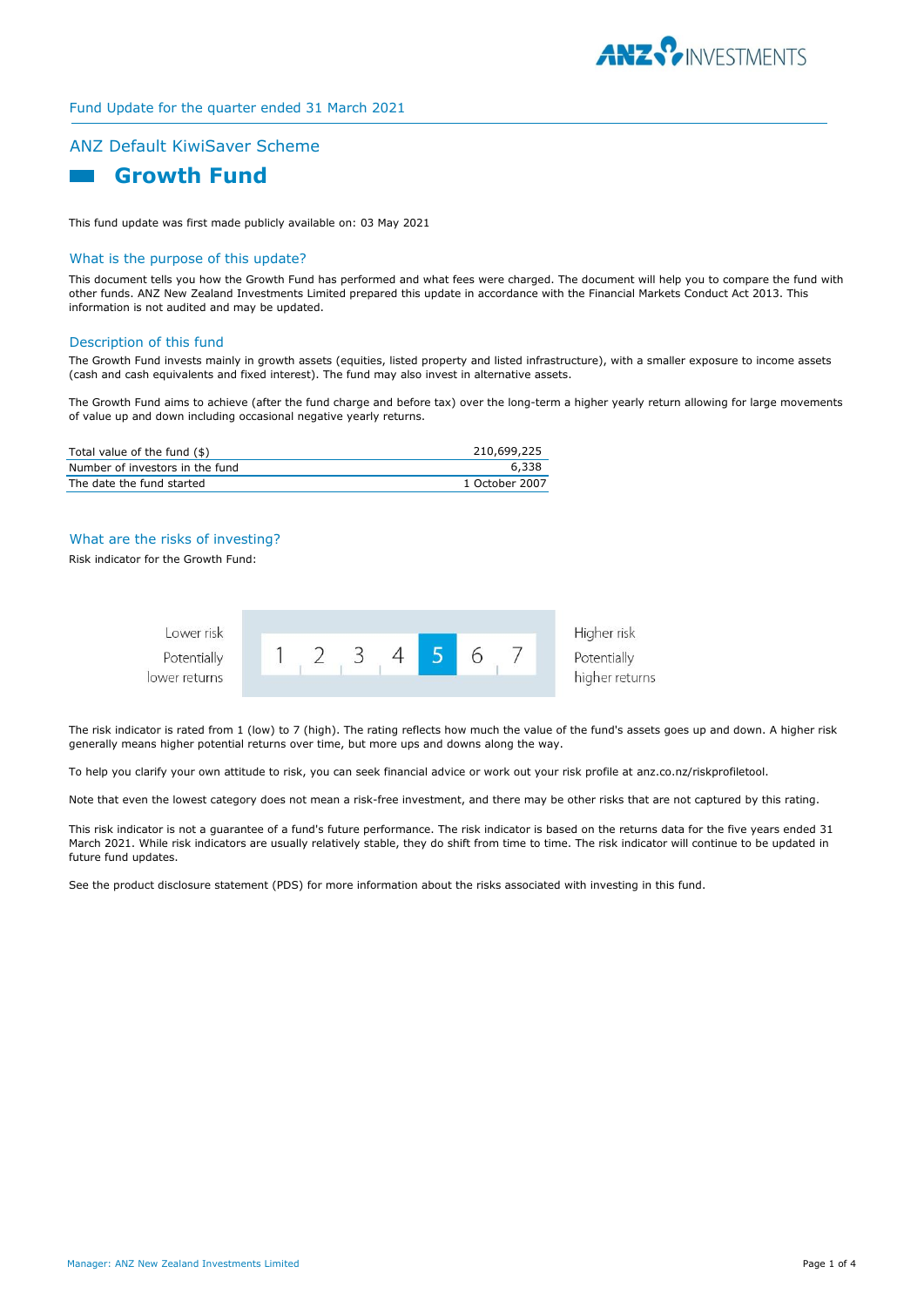Fund Update for the quarter ended 31 March 2021

## ANZ Default KiwiSaver Scheme

# Growth Fund

This fund update was first made publicly available on: 03 May 2021

## What is the purpose of this update?

This document tells you how the Growth Fund has performed and what fees were charged. The document will help you to compare the fund with other funds. ANZ New Zealand Investments Limited prepared this update in accordance with the Financial Markets Conduct Act 2013. This information is not audited and may be updated.

## Description of this fund

The Growth Fund invests mainly in growth assets (equities, listed property and listed infrastructure), with a smaller exposure to income assets (cash and cash equivalents and fixed interest). The fund may also invest in alternative assets.

The Growth Fund aims to achieve (after the fund charge and before tax) over the long-term a higher yearly return allowing for large movements of value up and down including occasional negative yearly returns.

| | |
|---|---|
| Total value of the fund ($) | 210,699,225 |
| Number of investors in the fund | 6,338 |
| The date the fund started | 1 October 2007 |

## What are the risks of investing?

Risk indicator for the Growth Fund:

| Lower risk<br>Potentially lower returns | 1 | 2 | 3 | 4 | **5** | 6 | 7 | Higher risk<br>Potentially higher returns |
|---|---|---|---|---|---|---|---|---|

The risk indicator is rated from 1 (low) to 7 (high). The rating reflects how much the value of the fund's assets goes up and down. A higher risk generally means higher potential returns over time, but more ups and downs along the way.

To help you clarify your own attitude to risk, you can seek financial advice or work out your risk profile at anz.co.nz/riskprofiletool.

Note that even the lowest category does not mean a risk-free investment, and there may be other risks that are not captured by this rating.

This risk indicator is not a guarantee of a fund's future performance. The risk indicator is based on the returns data for the five years ended 31 March 2021. While risk indicators are usually relatively stable, they do shift from time to time. The risk indicator will continue to be updated in future fund updates.

See the product disclosure statement (PDS) for more information about the risks associated with investing in this fund.

Manager: ANZ New Zealand Investments Limited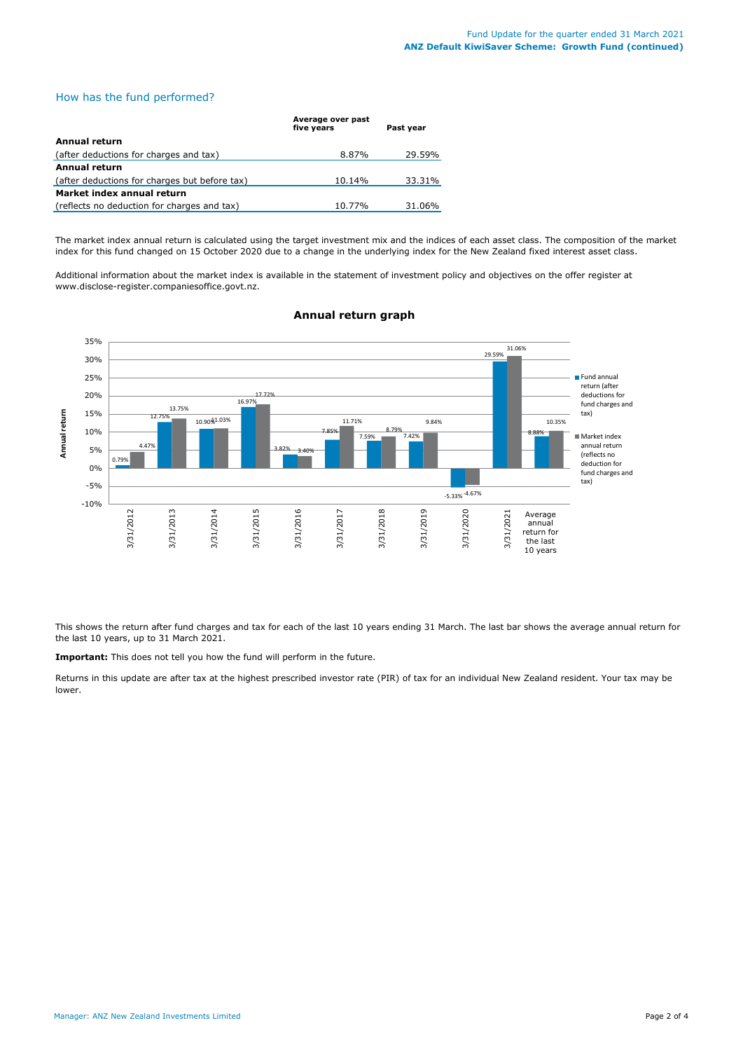## How has the fund performed?

| | Average over past five years | Past year |
|---|---|---|
| **Annual return** | | |
| (after deductions for charges and tax) | 8.87% | 29.59% |
| **Annual return** | | |
| (after deductions for charges but before tax) | 10.14% | 33.31% |
| **Market index annual return** | | |
| (reflects no deduction for charges and tax) | 10.77% | 31.06% |

The market index annual return is calculated using the target investment mix and the indices of each asset class. The composition of the market index for this fund changed on 15 October 2020 due to a change in the underlying index for the New Zealand fixed interest asset class.

Additional information about the market index is available in the statement of investment policy and objectives on the offer register at www.disclose-register.companiesoffice.govt.nz.

### Annual return graph

| Year | Fund annual return (after deductions for fund charges and tax) | Market index annual return (reflects no deduction for fund charges and tax) |
|---|---|---|
| 3/31/2012 | 0.79% | 4.47% |
| 3/31/2013 | 12.75% | 13.75% |
| 3/31/2014 | 10.90% | 11.03% |
| 3/31/2015 | 16.97% | 17.72% |
| 3/31/2016 | 3.82% | 3.40% |
| 3/31/2017 | 7.85% | 11.71% |
| 3/31/2018 | 7.59% | 8.79% |
| 3/31/2019 | 7.42% | 9.84% |
| 3/31/2020 | -5.33% | -4.67% |
| 3/31/2021 | 29.59% | 31.06% |
| Average annual return for the last 10 years | 8.88% | 10.35% |

This shows the return after fund charges and tax for each of the last 10 years ending 31 March. The last bar shows the average annual return for the last 10 years, up to 31 March 2021.

**Important:** This does not tell you how the fund will perform in the future.

Returns in this update are after tax at the highest prescribed investor rate (PIR) of tax for an individual New Zealand resident. Your tax may be lower.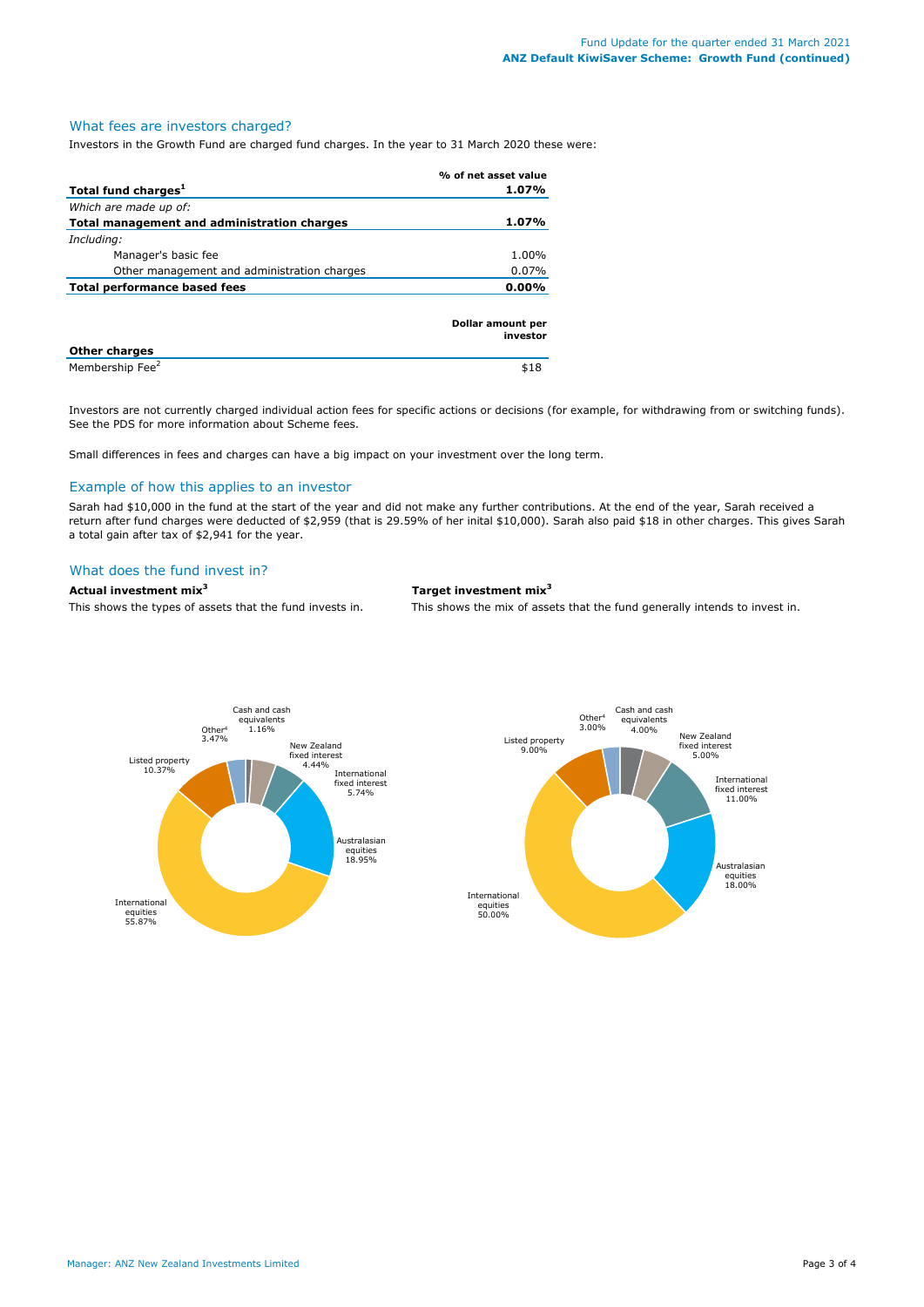## What fees are investors charged?

Investors in the Growth Fund are charged fund charges. In the year to 31 March 2020 these were:

| | % of net asset value |
|---|---|
| **Total fund charges[1]** | **1.07%** |
| *Which are made up of:* | |
| **Total management and administration charges** | **1.07%** |
| *Including:* | |
| Manager's basic fee | 1.00% |
| Other management and administration charges | 0.07% |
| **Total performance based fees** | **0.00%** |

| | Dollar amount per investor |
|---|---|
| **Other charges** | |
| Membership Fee[2] | $18 |

Investors are not currently charged individual action fees for specific actions or decisions (for example, for withdrawing from or switching funds). See the PDS for more information about Scheme fees.

Small differences in fees and charges can have a big impact on your investment over the long term.

## Example of how this applies to an investor

Sarah had $10,000 in the fund at the start of the year and did not make any further contributions. At the end of the year, Sarah received a return after fund charges were deducted of $2,959 (that is 29.59% of her inital $10,000). Sarah also paid $18 in other charges. This gives Sarah a total gain after tax of $2,941 for the year.

## What does the fund invest in?

**Actual investment mix[3]**

This shows the types of assets that the fund invests in.

| Asset type | Actual |
|---|---|
| Cash and cash equivalents | 1.16% |
| New Zealand fixed interest | 4.44% |
| International fixed interest | 5.74% |
| Australasian equities | 18.95% |
| International equities | 55.87% |
| Listed property | 10.37% |
| Other[4] | 3.47% |

**Target investment mix[3]**

This shows the mix of assets that the fund generally intends to invest in.

| Asset type | Target |
|---|---|
| Cash and cash equivalents | 4.00% |
| New Zealand fixed interest | 5.00% |
| International fixed interest | 11.00% |
| Australasian equities | 18.00% |
| International equities | 50.00% |
| Listed property | 9.00% |
| Other[4] | 3.00% |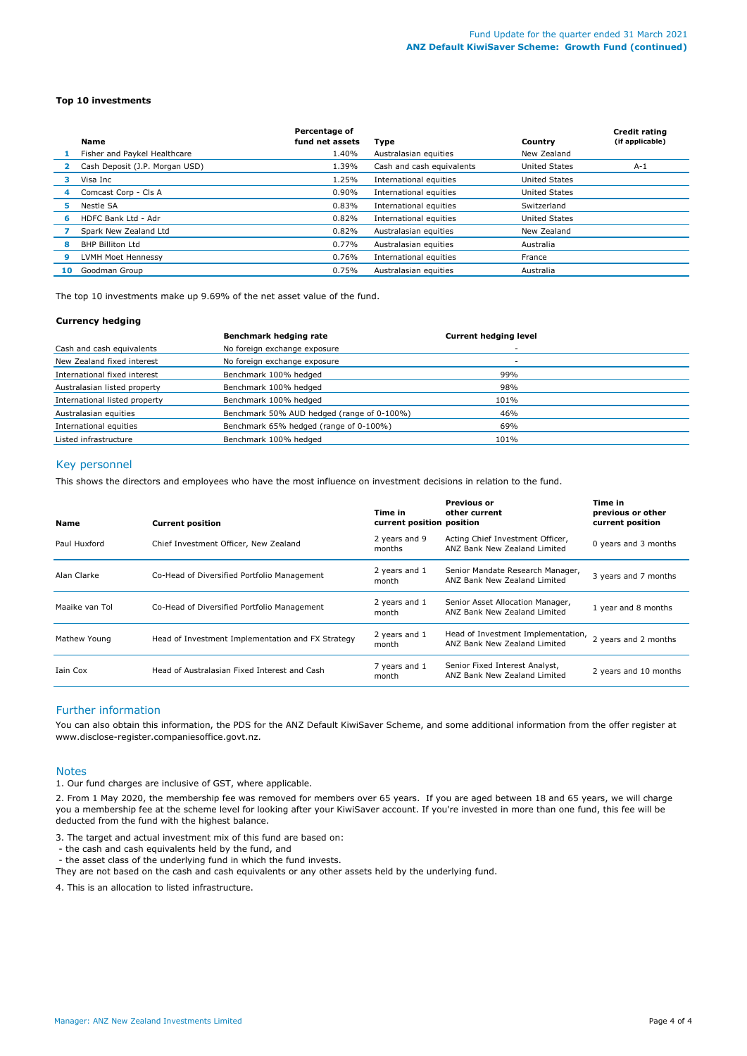### Top 10 investments

| | Name | Percentage of fund net assets | Type | Country | Credit rating (if applicable) |
|---|---|---|---|---|---|
| 1 | Fisher and Paykel Healthcare | 1.40% | Australasian equities | New Zealand | |
| 2 | Cash Deposit (J.P. Morgan USD) | 1.39% | Cash and cash equivalents | United States | A-1 |
| 3 | Visa Inc | 1.25% | International equities | United States | |
| 4 | Comcast Corp - Cls A | 0.90% | International equities | United States | |
| 5 | Nestle SA | 0.83% | International equities | Switzerland | |
| 6 | HDFC Bank Ltd - Adr | 0.82% | International equities | United States | |
| 7 | Spark New Zealand Ltd | 0.82% | Australasian equities | New Zealand | |
| 8 | BHP Billiton Ltd | 0.77% | Australasian equities | Australia | |
| 9 | LVMH Moet Hennessy | 0.76% | International equities | France | |
| 10 | Goodman Group | 0.75% | Australasian equities | Australia | |

The top 10 investments make up 9.69% of the net asset value of the fund.

### Currency hedging

| | Benchmark hedging rate | Current hedging level |
|---|---|---|
| Cash and cash equivalents | No foreign exchange exposure | - |
| New Zealand fixed interest | No foreign exchange exposure | - |
| International fixed interest | Benchmark 100% hedged | 99% |
| Australasian listed property | Benchmark 100% hedged | 98% |
| International listed property | Benchmark 100% hedged | 101% |
| Australasian equities | Benchmark 50% AUD hedged (range of 0-100%) | 46% |
| International equities | Benchmark 65% hedged (range of 0-100%) | 69% |
| Listed infrastructure | Benchmark 100% hedged | 101% |

## Key personnel

This shows the directors and employees who have the most influence on investment decisions in relation to the fund.

| Name | Current position | Time in current position | Previous or other current position | Time in previous or other current position |
|---|---|---|---|---|
| Paul Huxford | Chief Investment Officer, New Zealand | 2 years and 9 months | Acting Chief Investment Officer, ANZ Bank New Zealand Limited | 0 years and 3 months |
| Alan Clarke | Co-Head of Diversified Portfolio Management | 2 years and 1 month | Senior Mandate Research Manager, ANZ Bank New Zealand Limited | 3 years and 7 months |
| Maaike van Tol | Co-Head of Diversified Portfolio Management | 2 years and 1 month | Senior Asset Allocation Manager, ANZ Bank New Zealand Limited | 1 year and 8 months |
| Mathew Young | Head of Investment Implementation and FX Strategy | 2 years and 1 month | Head of Investment Implementation, ANZ Bank New Zealand Limited | 2 years and 2 months |
| Iain Cox | Head of Australasian Fixed Interest and Cash | 7 years and 1 month | Senior Fixed Interest Analyst, ANZ Bank New Zealand Limited | 2 years and 10 months |

## Further information

You can also obtain this information, the PDS for the ANZ Default KiwiSaver Scheme, and some additional information from the offer register at www.disclose-register.companiesoffice.govt.nz.

## Notes

1. Our fund charges are inclusive of GST, where applicable.

2. From 1 May 2020, the membership fee was removed for members over 65 years. If you are aged between 18 and 65 years, we will charge you a membership fee at the scheme level for looking after your KiwiSaver account. If you're invested in more than one fund, this fee will be deducted from the fund with the highest balance.

3. The target and actual investment mix of this fund are based on:
 - the cash and cash equivalents held by the fund, and
 - the asset class of the underlying fund in which the fund invests.

They are not based on the cash and cash equivalents or any other assets held by the underlying fund.

4. This is an allocation to listed infrastructure.

Manager: ANZ New Zealand Investments Limited